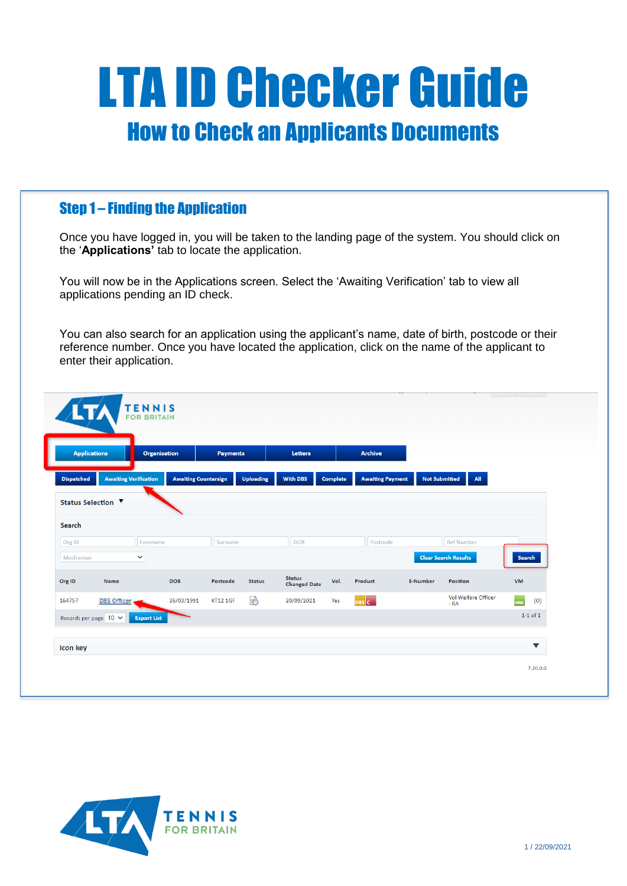# LTA ID Checker Guide

## How to Check an Applicants Documents

### Step 1 – Finding the Application

Once you have logged in, you will be taken to the landing page of the system. You should click on the '**Applications'** tab to locate the application.

You will now be in the Applications screen. Select the 'Awaiting Verification' tab to view all applications pending an ID check.

You can also search for an application using the applicant's name, date of birth, postcode or their reference number. Once you have located the application, click on the name of the applicant to enter their application.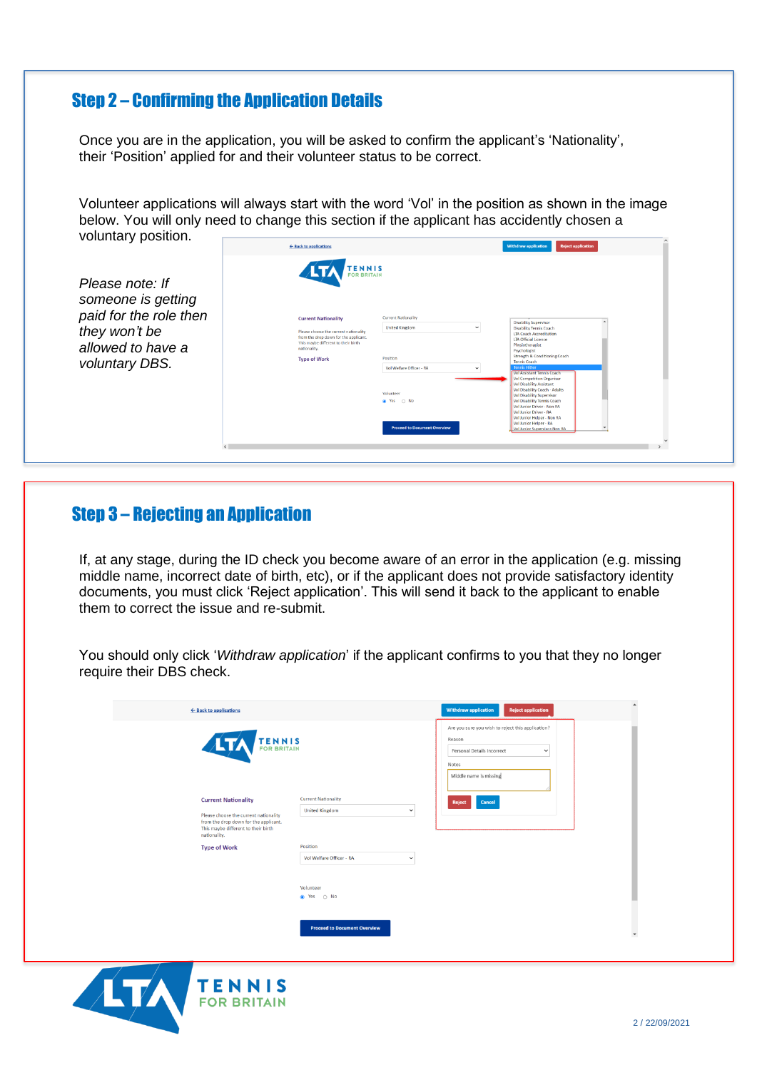## Step 2 – Confirming the Application Details

Once you are in the application, you will be asked to confirm the applicant's 'Nationality', their 'Position' applied for and their volunteer status to be correct.

Volunteer applications will always start with the word 'Vol' in the position as shown in the image below. You will only need to change this section if the applicant has accidently chosen a voluntary position.

*Please note: If someone is getting paid for the role then they won't be allowed to have a voluntary DBS.*

## Step 3 – Rejecting an Application

If, at any stage, during the ID check you become aware of an error in the application (e.g. missing middle name, incorrect date of birth, etc), or if the applicant does not provide satisfactory identity documents, you must click 'Reject application'. This will send it back to the applicant to enable them to correct the issue and re-submit.

You should only click '*Withdraw application*' if the applicant confirms to you that they no longer require their DBS check.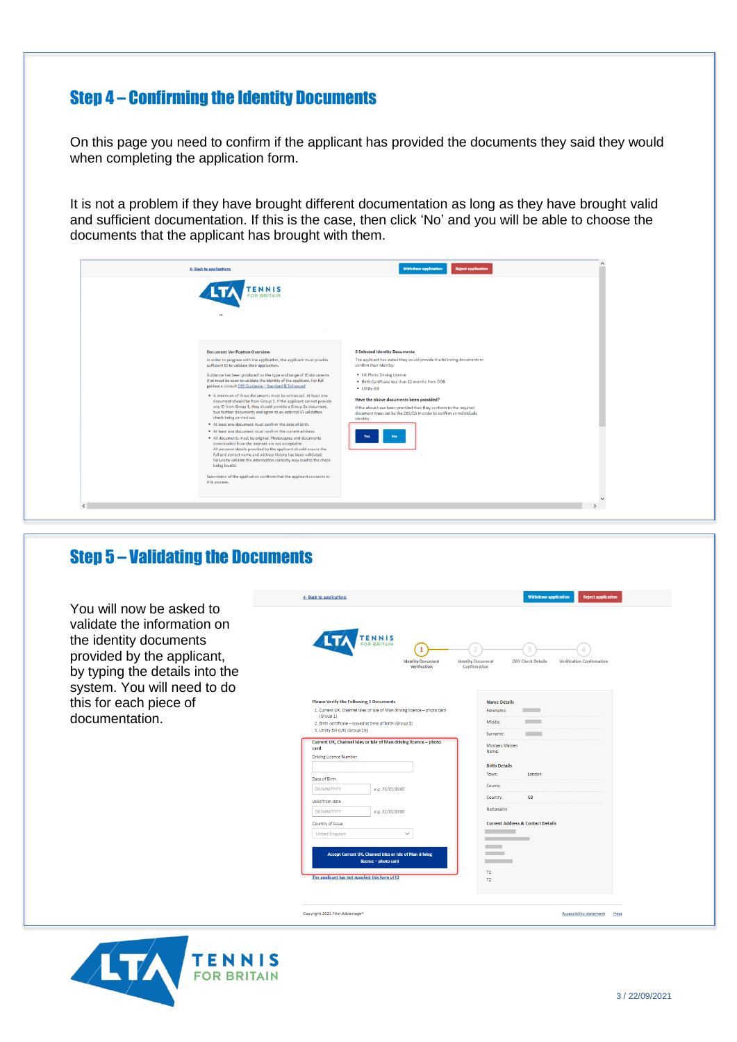## Step 4 – Confirming the Identity Documents

On this page you need to confirm if the applicant has provided the documents they said they would when completing the application form.

It is not a problem if they have brought different documentation as long as they have brought valid and sufficient documentation. If this is the case, then click 'No' and you will be able to choose the documents that the applicant has brought with them.

## Step 5 – Validating the Documents

You will now be asked to validate the information on the identity documents provided by the applicant, by typing the details into the system. You will need to do this for each piece of documentation.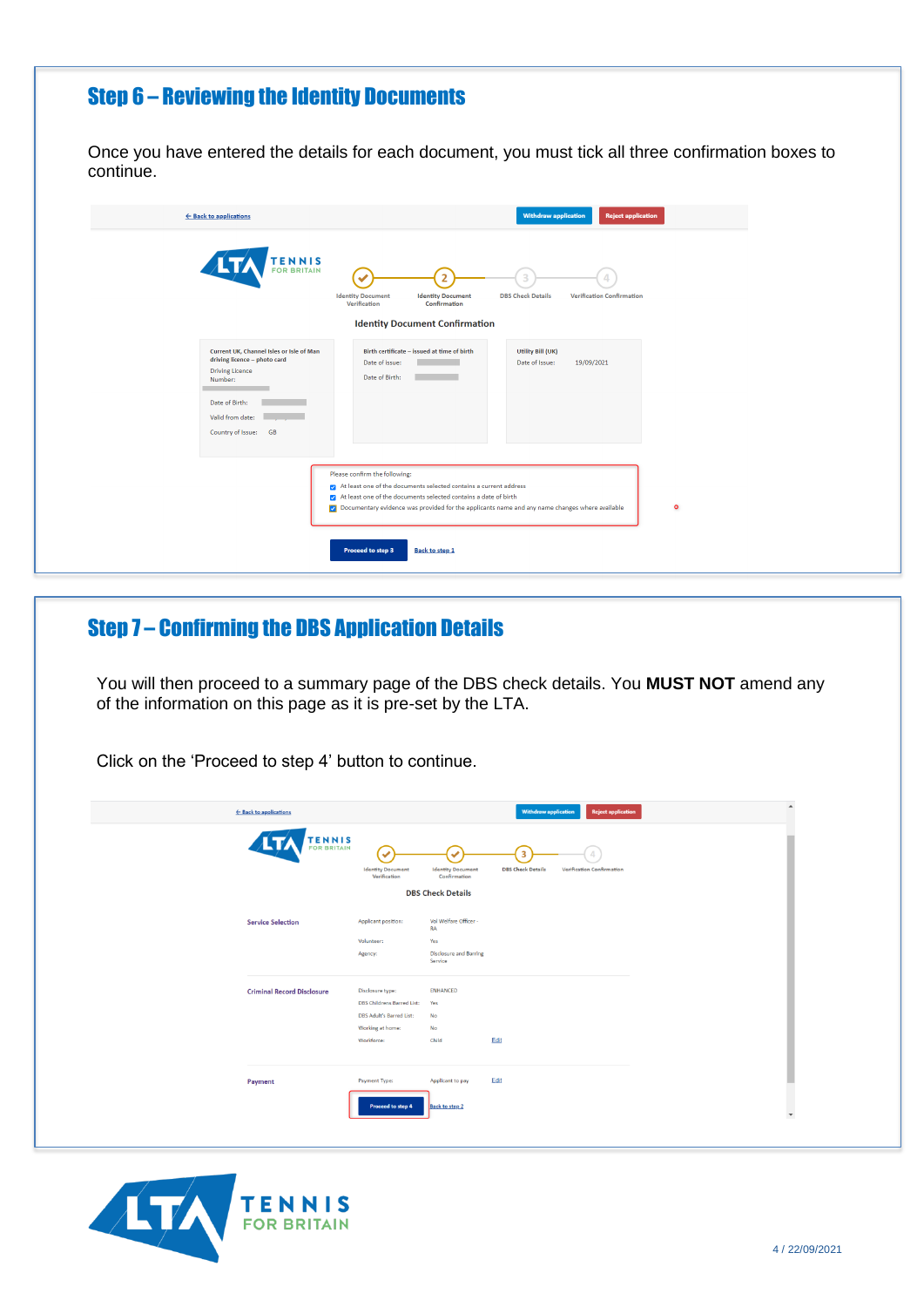## Step 6 – Reviewing the Identity Documents

Once you have entered the details for each document, you must tick all three confirmation boxes to continue.

## Step 7 – Confirming the DBS Application Details

You will then proceed to a summary page of the DBS check details. You **MUST NOT** amend any of the information on this page as it is pre-set by the LTA.

Click on the 'Proceed to step 4' button to continue.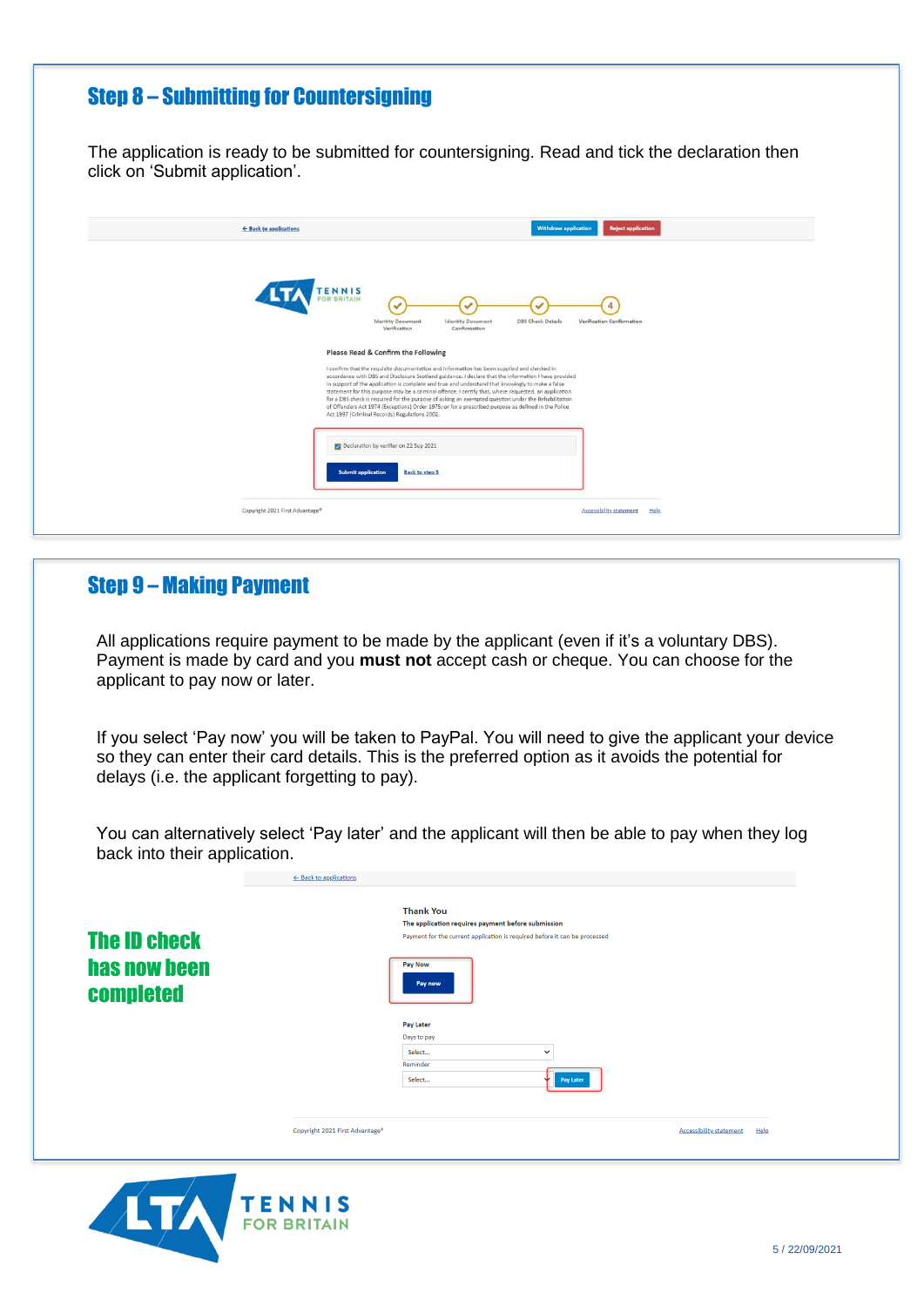## Step 8 – Submitting for Countersigning

The application is ready to be submitted for countersigning. Read and tick the declaration then click on 'Submit application'.

← Back to applications

Withdraw application

Reject application

Identity Document Verification

Identity Document Confirmation

DBS Check Details

Verification Confirmation

**Please Read & Confirm the Following**

I confirm that the requisite documentation and information has been supplied and checked in accordance with DBS and Disclosure Scotland guidance. I declare that the information I have provided in support of the application is complete and true and understand that knowingly to make a false statement for this purpose may be a criminal offence. I certify that, where requested, an application for a DBS check is required for the purpose of asking an exempted question under the Rehabilitation of Offenders Act 1974 (Exceptions) Order 1975) or for a prescribed purpose as defined in the Police Act 1997 (Criminal Records) Regulations 2002.

Declaration by verifier on 22 Sep 2021

Submit application

Back to step 3

Copyright 2021 First Advantage®

Accessibility statement Help

## Step 9 – Making Payment

All applications require payment to be made by the applicant (even if it's a voluntary DBS). Payment is made by card and you **must not** accept cash or cheque. You can choose for the applicant to pay now or later.

If you select 'Pay now' you will be taken to PayPal. You will need to give the applicant your device so they can enter their card details. This is the preferred option as it avoids the potential for delays (i.e. the applicant forgetting to pay).

You can alternatively select 'Pay later' and the applicant will then be able to pay when they log back into their application.

**The ID check has now been completed**

← Back to applications

**Thank You**

**The application requires payment before submission**

Payment for the current application is required before it can be processed

Pay Now

Pay now

Pay Later

Days to pay

Select...

Reminder

Select...

Pay Later

Copyright 2021 First Advantage®

Accessibility statement Help